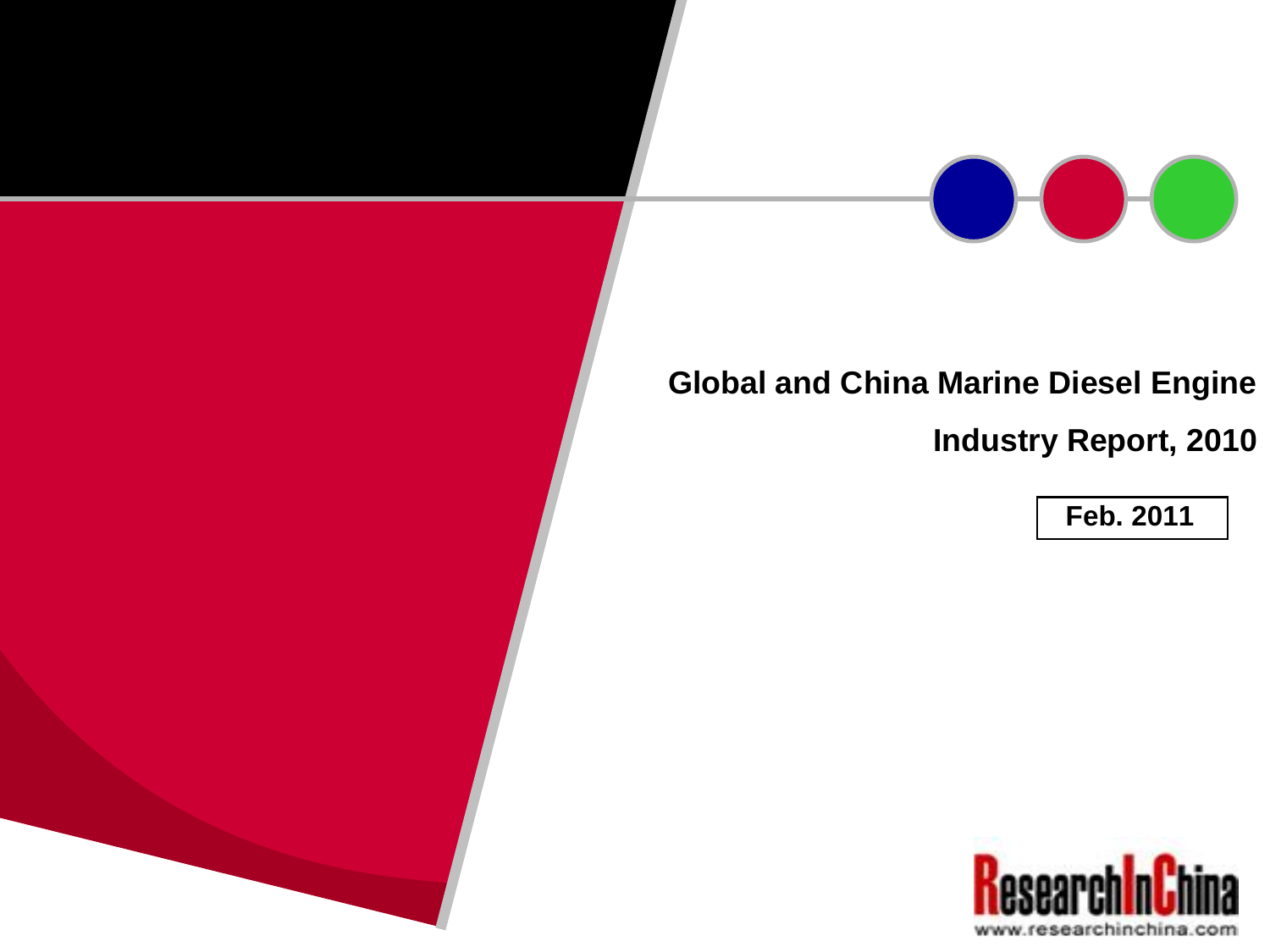# Global and China Marine Diesel Engine Industry Report, 2010

**Feb. 2011**

ResearchInChina

www.researchinchina.com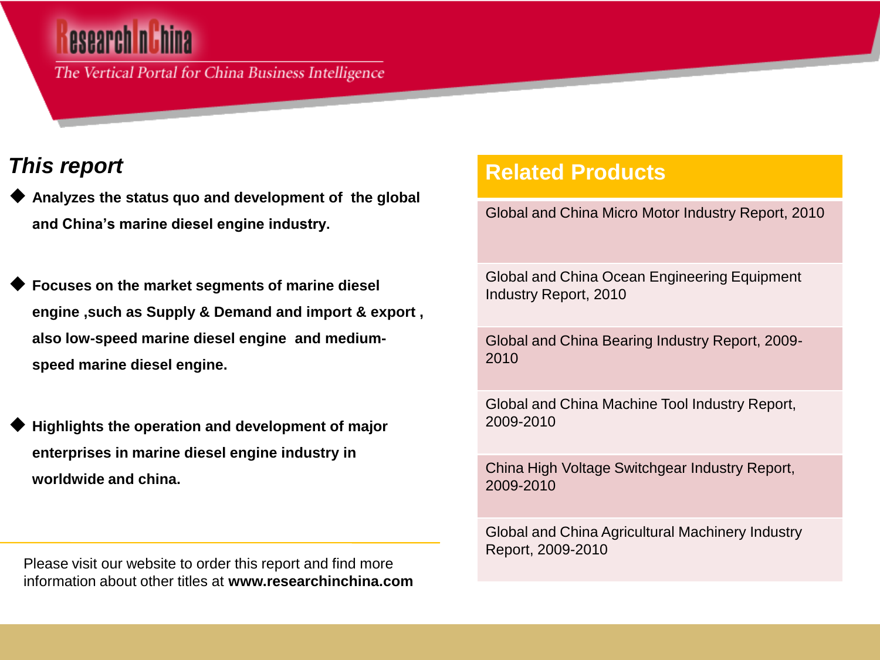ResearchInChina

The Vertical Portal for China Business Intelligence

## *This report*

- **Analyzes the status quo and development of the global and China's marine diesel engine industry.**
- **Focuses on the market segments of marine diesel engine ,such as Supply & Demand and import & export , also low-speed marine diesel engine and medium-speed marine diesel engine.**
- **Highlights the operation and development of major enterprises in marine diesel engine industry in worldwide and china.**

Please visit our website to order this report and find more information about other titles at **www.researchinchina.com**

## Related Products

- Global and China Micro Motor Industry Report, 2010
- Global and China Ocean Engineering Equipment Industry Report, 2010
- Global and China Bearing Industry Report, 2009-2010
- Global and China Machine Tool Industry Report, 2009-2010
- China High Voltage Switchgear Industry Report, 2009-2010
- Global and China Agricultural Machinery Industry Report, 2009-2010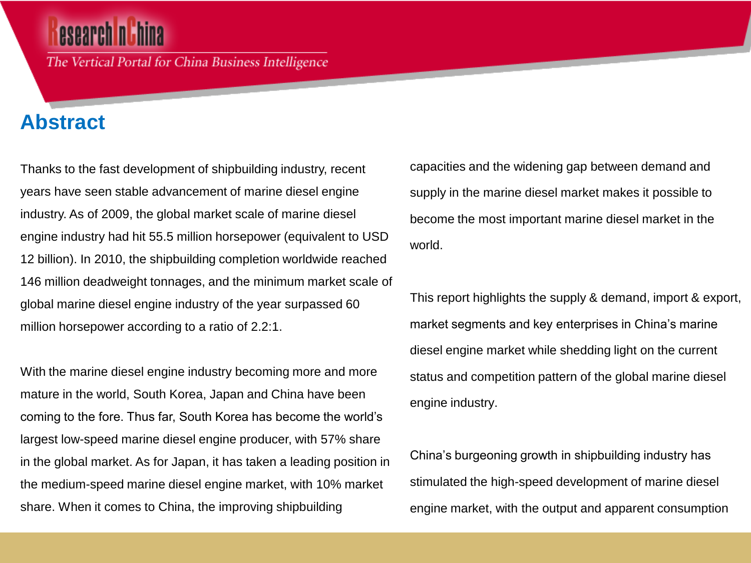# Abstract

Thanks to the fast development of shipbuilding industry, recent years have seen stable advancement of marine diesel engine industry. As of 2009, the global market scale of marine diesel engine industry had hit 55.5 million horsepower (equivalent to USD 12 billion). In 2010, the shipbuilding completion worldwide reached 146 million deadweight tonnages, and the minimum market scale of global marine diesel engine industry of the year surpassed 60 million horsepower according to a ratio of 2.2:1.

With the marine diesel engine industry becoming more and more mature in the world, South Korea, Japan and China have been coming to the fore. Thus far, South Korea has become the world's largest low-speed marine diesel engine producer, with 57% share in the global market. As for Japan, it has taken a leading position in the medium-speed marine diesel engine market, with 10% market share. When it comes to China, the improving shipbuilding capacities and the widening gap between demand and supply in the marine diesel market makes it possible to become the most important marine diesel market in the world.

This report highlights the supply & demand, import & export, market segments and key enterprises in China's marine diesel engine market while shedding light on the current status and competition pattern of the global marine diesel engine industry.

China's burgeoning growth in shipbuilding industry has stimulated the high-speed development of marine diesel engine market, with the output and apparent consumption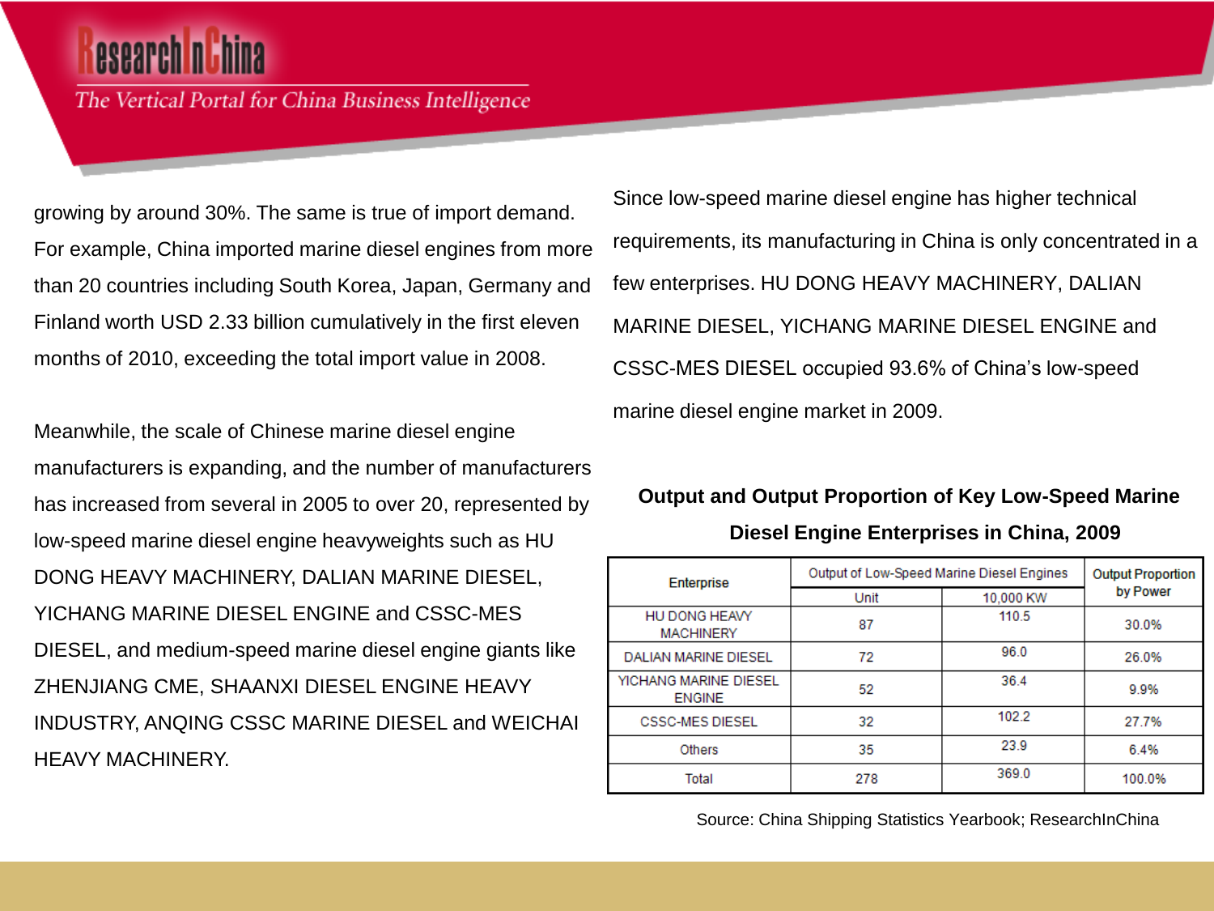growing by around 30%. The same is true of import demand. For example, China imported marine diesel engines from more than 20 countries including South Korea, Japan, Germany and Finland worth USD 2.33 billion cumulatively in the first eleven months of 2010, exceeding the total import value in 2008.

Meanwhile, the scale of Chinese marine diesel engine manufacturers is expanding, and the number of manufacturers has increased from several in 2005 to over 20, represented by low-speed marine diesel engine heavyweights such as HU DONG HEAVY MACHINERY, DALIAN MARINE DIESEL, YICHANG MARINE DIESEL ENGINE and CSSC-MES DIESEL, and medium-speed marine diesel engine giants like ZHENJIANG CME, SHAANXI DIESEL ENGINE HEAVY INDUSTRY, ANQING CSSC MARINE DIESEL and WEICHAI HEAVY MACHINERY.

Since low-speed marine diesel engine has higher technical requirements, its manufacturing in China is only concentrated in a few enterprises. HU DONG HEAVY MACHINERY, DALIAN MARINE DIESEL, YICHANG MARINE DIESEL ENGINE and CSSC-MES DIESEL occupied 93.6% of China's low-speed marine diesel engine market in 2009.

**Output and Output Proportion of Key Low-Speed Marine Diesel Engine Enterprises in China, 2009**

| Enterprise | Output of Low-Speed Marine Diesel Engines | | Output Proportion by Power |
|---|---|---|---|
| | Unit | 10,000 KW | |
| HU DONG HEAVY MACHINERY | 87 | 110.5 | 30.0% |
| DALIAN MARINE DIESEL | 72 | 96.0 | 26.0% |
| YICHANG MARINE DIESEL ENGINE | 52 | 36.4 | 9.9% |
| CSSC-MES DIESEL | 32 | 102.2 | 27.7% |
| Others | 35 | 23.9 | 6.4% |
| Total | 278 | 369.0 | 100.0% |

Source: China Shipping Statistics Yearbook; ResearchInChina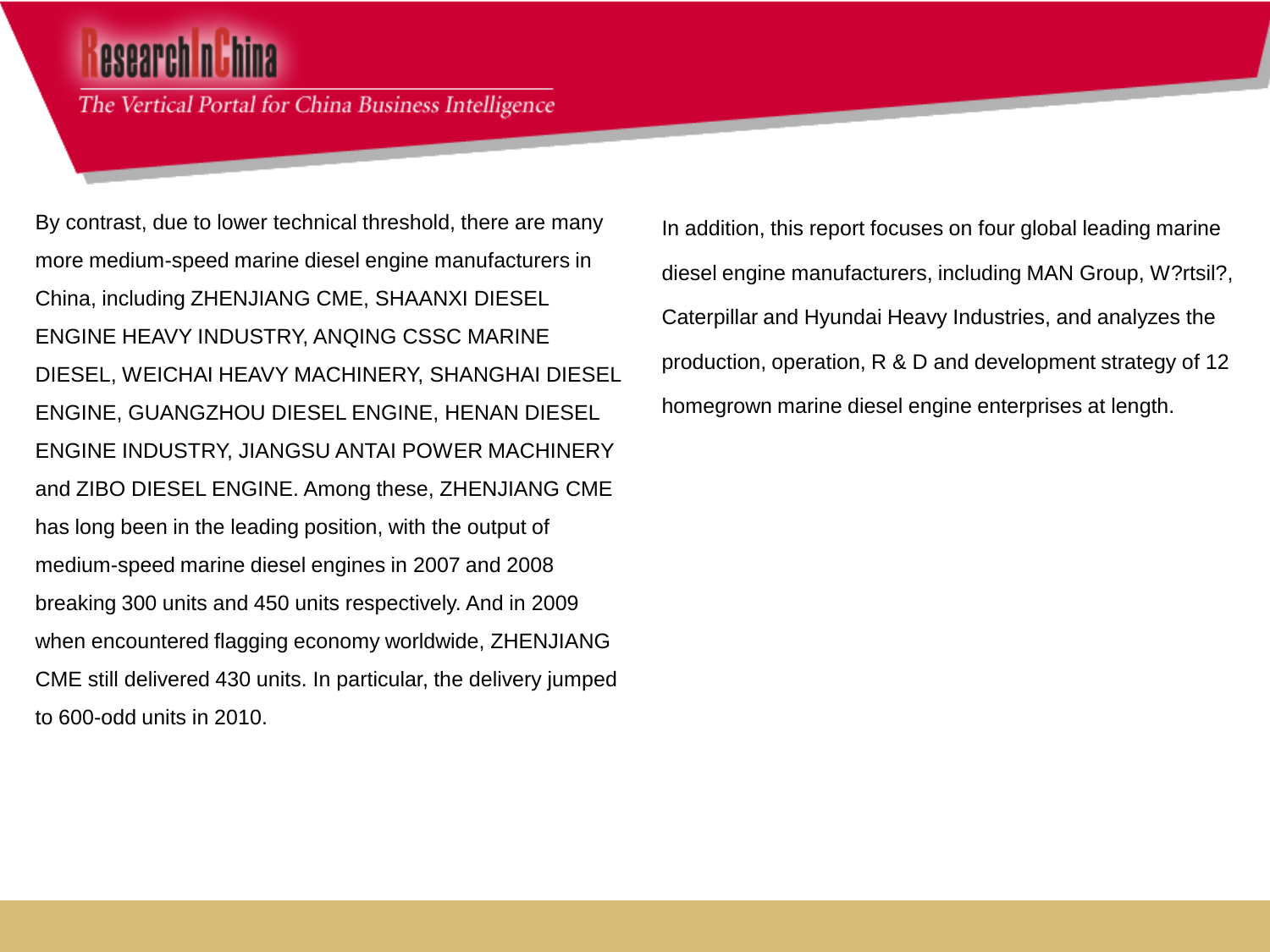By contrast, due to lower technical threshold, there are many more medium-speed marine diesel engine manufacturers in China, including ZHENJIANG CME, SHAANXI DIESEL ENGINE HEAVY INDUSTRY, ANQING CSSC MARINE DIESEL, WEICHAI HEAVY MACHINERY, SHANGHAI DIESEL ENGINE, GUANGZHOU DIESEL ENGINE, HENAN DIESEL ENGINE INDUSTRY, JIANGSU ANTAI POWER MACHINERY and ZIBO DIESEL ENGINE. Among these, ZHENJIANG CME has long been in the leading position, with the output of medium-speed marine diesel engines in 2007 and 2008 breaking 300 units and 450 units respectively. And in 2009 when encountered flagging economy worldwide, ZHENJIANG CME still delivered 430 units. In particular, the delivery jumped to 600-odd units in 2010.

In addition, this report focuses on four global leading marine diesel engine manufacturers, including MAN Group, W?rtsil?, Caterpillar and Hyundai Heavy Industries, and analyzes the production, operation, R & D and development strategy of 12 homegrown marine diesel engine enterprises at length.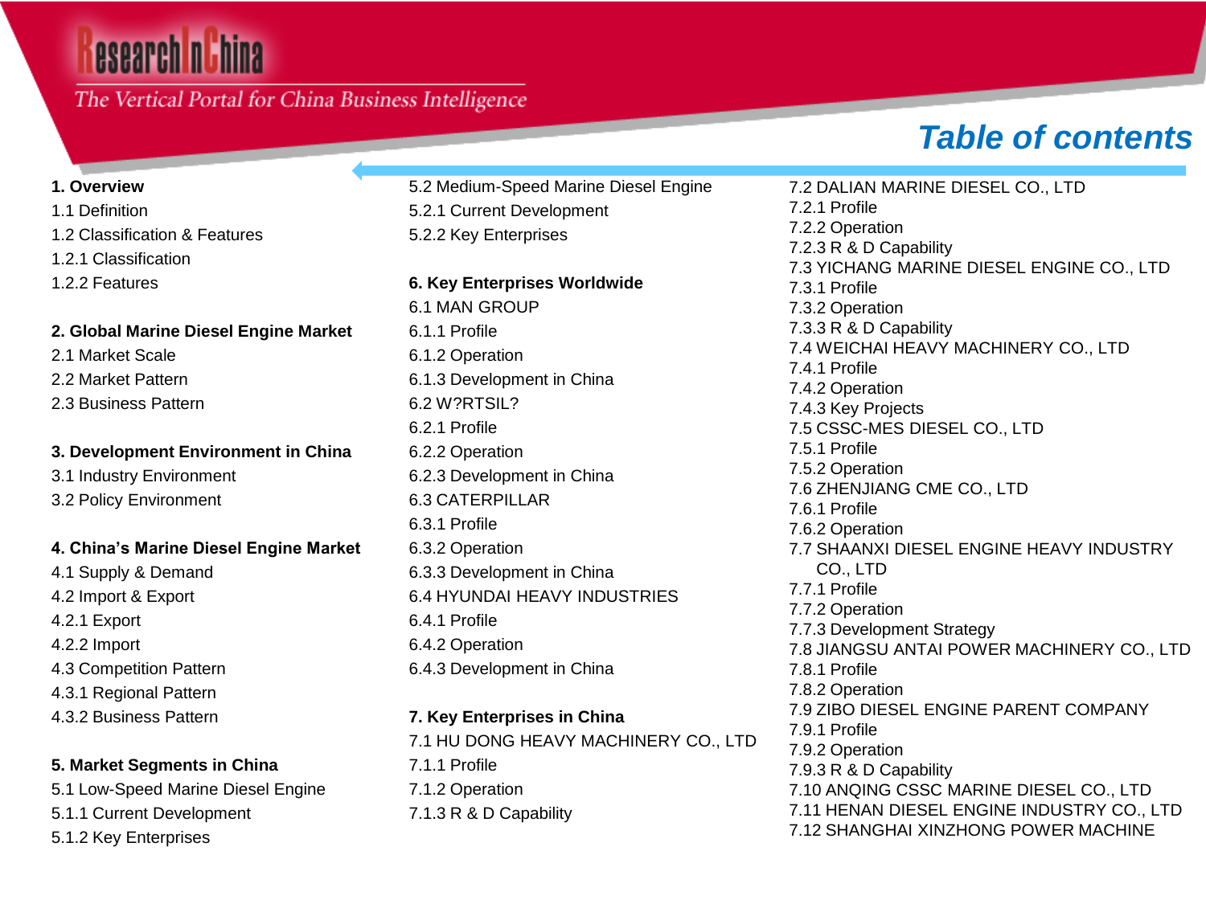# Table of contents

**1. Overview**
1.1 Definition
1.2 Classification & Features
1.2.1 Classification
1.2.2 Features

**2. Global Marine Diesel Engine Market**
2.1 Market Scale
2.2 Market Pattern
2.3 Business Pattern

**3. Development Environment in China**
3.1 Industry Environment
3.2 Policy Environment

**4. China's Marine Diesel Engine Market**
4.1 Supply & Demand
4.2 Import & Export
4.2.1 Export
4.2.2 Import
4.3 Competition Pattern
4.3.1 Regional Pattern
4.3.2 Business Pattern

**5. Market Segments in China**
5.1 Low-Speed Marine Diesel Engine
5.1.1 Current Development
5.1.2 Key Enterprises
5.2 Medium-Speed Marine Diesel Engine
5.2.1 Current Development
5.2.2 Key Enterprises

**6. Key Enterprises Worldwide**
6.1 MAN GROUP
6.1.1 Profile
6.1.2 Operation
6.1.3 Development in China
6.2 W?RTSIL?
6.2.1 Profile
6.2.2 Operation
6.2.3 Development in China
6.3 CATERPILLAR
6.3.1 Profile
6.3.2 Operation
6.3.3 Development in China
6.4 HYUNDAI HEAVY INDUSTRIES
6.4.1 Profile
6.4.2 Operation
6.4.3 Development in China

**7. Key Enterprises in China**
7.1 HU DONG HEAVY MACHINERY CO., LTD
7.1.1 Profile
7.1.2 Operation
7.1.3 R & D Capability
7.2 DALIAN MARINE DIESEL CO., LTD
7.2.1 Profile
7.2.2 Operation
7.2.3 R & D Capability
7.3 YICHANG MARINE DIESEL ENGINE CO., LTD
7.3.1 Profile
7.3.2 Operation
7.3.3 R & D Capability
7.4 WEICHAI HEAVY MACHINERY CO., LTD
7.4.1 Profile
7.4.2 Operation
7.4.3 Key Projects
7.5 CSSC-MES DIESEL CO., LTD
7.5.1 Profile
7.5.2 Operation
7.6 ZHENJIANG CME CO., LTD
7.6.1 Profile
7.6.2 Operation
7.7 SHAANXI DIESEL ENGINE HEAVY INDUSTRY CO., LTD
7.7.1 Profile
7.7.2 Operation
7.7.3 Development Strategy
7.8 JIANGSU ANTAI POWER MACHINERY CO., LTD
7.8.1 Profile
7.8.2 Operation
7.9 ZIBO DIESEL ENGINE PARENT COMPANY
7.9.1 Profile
7.9.2 Operation
7.9.3 R & D Capability
7.10 ANQING CSSC MARINE DIESEL CO., LTD
7.11 HENAN DIESEL ENGINE INDUSTRY CO., LTD
7.12 SHANGHAI XINZHONG POWER MACHINE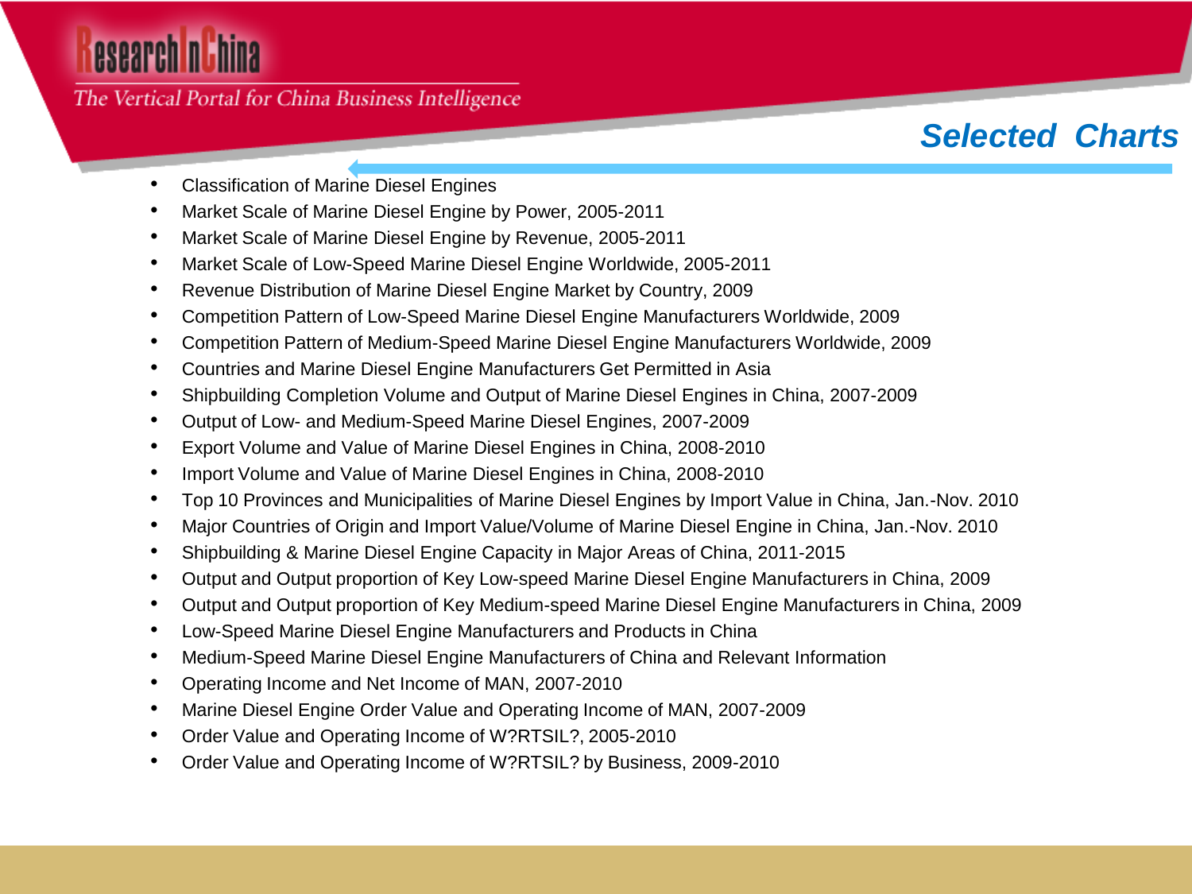## Selected Charts

- Classification of Marine Diesel Engines
- Market Scale of Marine Diesel Engine by Power, 2005-2011
- Market Scale of Marine Diesel Engine by Revenue, 2005-2011
- Market Scale of Low-Speed Marine Diesel Engine Worldwide, 2005-2011
- Revenue Distribution of Marine Diesel Engine Market by Country, 2009
- Competition Pattern of Low-Speed Marine Diesel Engine Manufacturers Worldwide, 2009
- Competition Pattern of Medium-Speed Marine Diesel Engine Manufacturers Worldwide, 2009
- Countries and Marine Diesel Engine Manufacturers Get Permitted in Asia
- Shipbuilding Completion Volume and Output of Marine Diesel Engines in China, 2007-2009
- Output of Low- and Medium-Speed Marine Diesel Engines, 2007-2009
- Export Volume and Value of Marine Diesel Engines in China, 2008-2010
- Import Volume and Value of Marine Diesel Engines in China, 2008-2010
- Top 10 Provinces and Municipalities of Marine Diesel Engines by Import Value in China, Jan.-Nov. 2010
- Major Countries of Origin and Import Value/Volume of Marine Diesel Engine in China, Jan.-Nov. 2010
- Shipbuilding & Marine Diesel Engine Capacity in Major Areas of China, 2011-2015
- Output and Output proportion of Key Low-speed Marine Diesel Engine Manufacturers in China, 2009
- Output and Output proportion of Key Medium-speed Marine Diesel Engine Manufacturers in China, 2009
- Low-Speed Marine Diesel Engine Manufacturers and Products in China
- Medium-Speed Marine Diesel Engine Manufacturers of China and Relevant Information
- Operating Income and Net Income of MAN, 2007-2010
- Marine Diesel Engine Order Value and Operating Income of MAN, 2007-2009
- Order Value and Operating Income of W?RTSIL?, 2005-2010
- Order Value and Operating Income of W?RTSIL? by Business, 2009-2010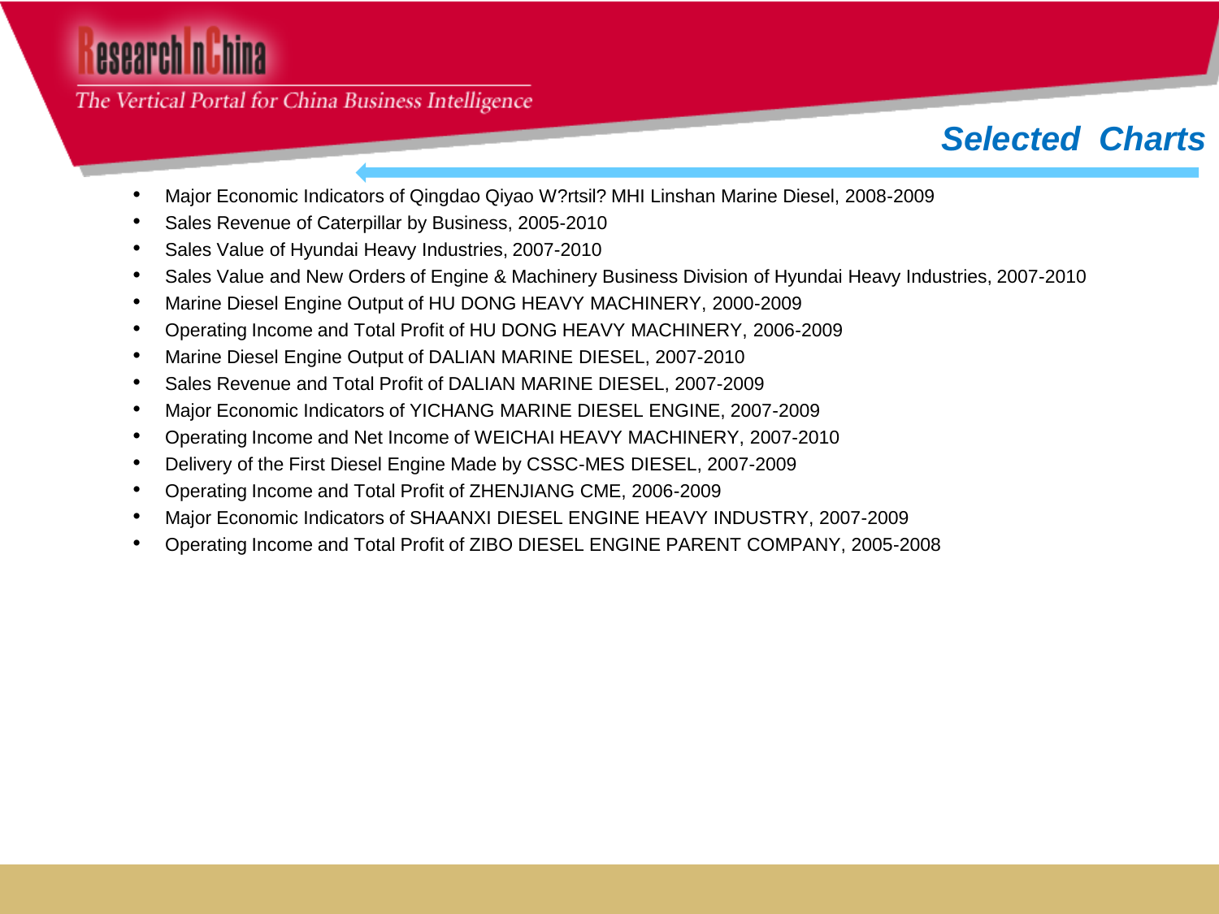## Selected Charts

- Major Economic Indicators of Qingdao Qiyao W?rtsil? MHI Linshan Marine Diesel, 2008-2009
- Sales Revenue of Caterpillar by Business, 2005-2010
- Sales Value of Hyundai Heavy Industries, 2007-2010
- Sales Value and New Orders of Engine & Machinery Business Division of Hyundai Heavy Industries, 2007-2010
- Marine Diesel Engine Output of HU DONG HEAVY MACHINERY, 2000-2009
- Operating Income and Total Profit of HU DONG HEAVY MACHINERY, 2006-2009
- Marine Diesel Engine Output of DALIAN MARINE DIESEL, 2007-2010
- Sales Revenue and Total Profit of DALIAN MARINE DIESEL, 2007-2009
- Major Economic Indicators of YICHANG MARINE DIESEL ENGINE, 2007-2009
- Operating Income and Net Income of WEICHAI HEAVY MACHINERY, 2007-2010
- Delivery of the First Diesel Engine Made by CSSC-MES DIESEL, 2007-2009
- Operating Income and Total Profit of ZHENJIANG CME, 2006-2009
- Major Economic Indicators of SHAANXI DIESEL ENGINE HEAVY INDUSTRY, 2007-2009
- Operating Income and Total Profit of ZIBO DIESEL ENGINE PARENT COMPANY, 2005-2008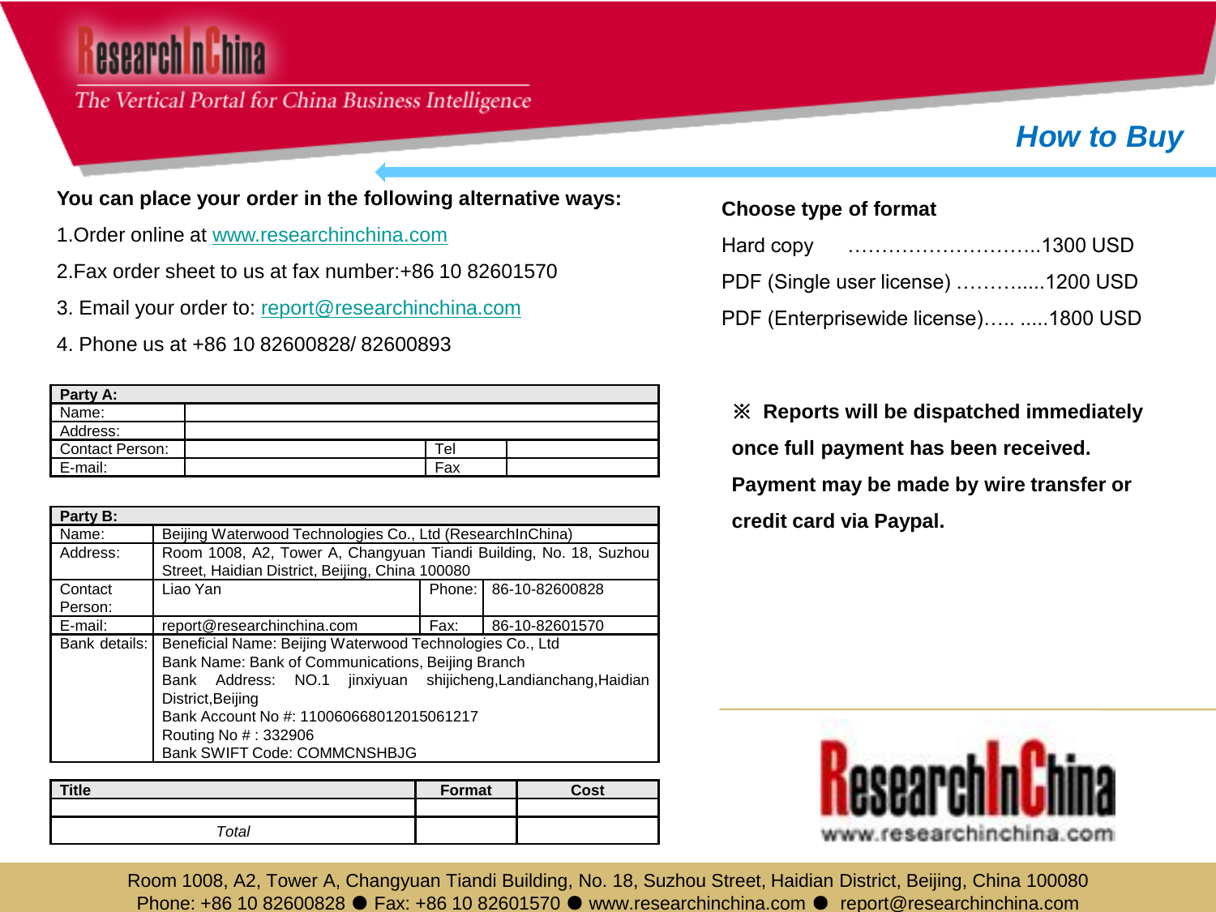# How to Buy

**You can place your order in the following alternative ways:**

1.Order online at www.researchinchina.com

2.Fax order sheet to us at fax number:+86 10 82601570

3. Email your order to: report@researchinchina.com

4. Phone us at +86 10 82600828/ 82600893

**Choose type of format**

Hard copy ………………………..1300 USD

PDF (Single user license) ………......1200 USD

PDF (Enterprisewide license)….. .....1800 USD

| **Party A:** | | | |
|---|---|---|---|
| Name: | | | |
| Address: | | | |
| Contact Person: | | Tel | |
| E-mail: | | Fax | |

| **Party B:** | | | |
|---|---|---|---|
| Name: | Beijing Waterwood Technologies Co., Ltd (ResearchInChina) | | |
| Address: | Room 1008, A2, Tower A, Changyuan Tiandi Building, No. 18, Suzhou Street, Haidian District, Beijing, China 100080 | | |
| Contact Person: | Liao Yan | Phone: | 86-10-82600828 |
| E-mail: | report@researchinchina.com | Fax: | 86-10-82601570 |
| Bank details: | Beneficial Name: Beijing Waterwood Technologies Co., Ltd<br>Bank Name: Bank of Communications, Beijing Branch<br>Bank Address: NO.1 jinxiyuan shijicheng,Landianchang,Haidian District,Beijing<br>Bank Account No #: 110060668012015061217<br>Routing No # : 332906<br>Bank SWIFT Code: COMMCNSHBJG | | |

| Title | Format | Cost |
|---|---|---|
| | | |
| *Total* | | |

**※ Reports will be dispatched immediately once full payment has been received. Payment may be made by wire transfer or credit card via Paypal.**

ResearchInChina
www.researchinchina.com

Room 1008, A2, Tower A, Changyuan Tiandi Building, No. 18, Suzhou Street, Haidian District, Beijing, China 100080
Phone: +86 10 82600828 ● Fax: +86 10 82601570 ● www.researchinchina.com ● report@researchinchina.com